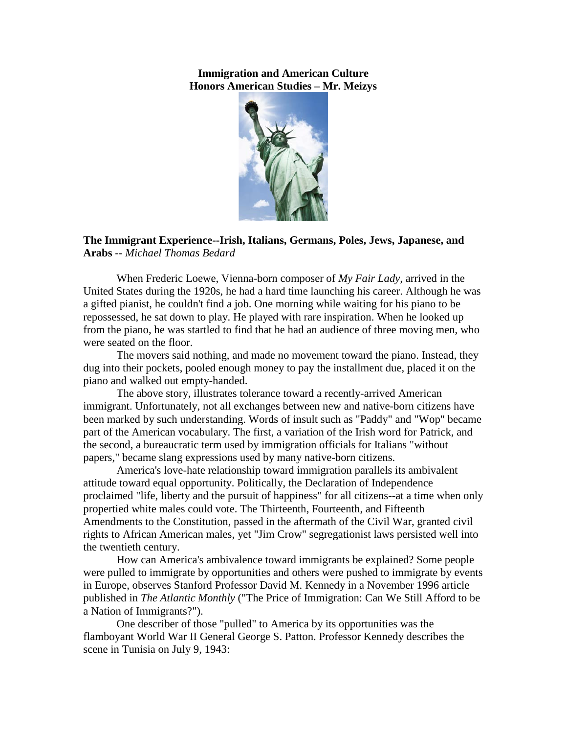**Immigration and American Culture**
**Honors American Studies – Mr. Meizys**

**The Immigrant Experience--Irish, Italians, Germans, Poles, Jews, Japanese, and Arabs** -- *Michael Thomas Bedard*

When Frederic Loewe, Vienna-born composer of *My Fair Lady,* arrived in the United States during the 1920s, he had a hard time launching his career. Although he was a gifted pianist, he couldn't find a job. One morning while waiting for his piano to be repossessed, he sat down to play. He played with rare inspiration. When he looked up from the piano, he was startled to find that he had an audience of three moving men, who were seated on the floor.

The movers said nothing, and made no movement toward the piano. Instead, they dug into their pockets, pooled enough money to pay the installment due, placed it on the piano and walked out empty-handed.

The above story, illustrates tolerance toward a recently-arrived American immigrant. Unfortunately, not all exchanges between new and native-born citizens have been marked by such understanding. Words of insult such as "Paddy" and "Wop" became part of the American vocabulary. The first, a variation of the Irish word for Patrick, and the second, a bureaucratic term used by immigration officials for Italians "without papers," became slang expressions used by many native-born citizens.

America's love-hate relationship toward immigration parallels its ambivalent attitude toward equal opportunity. Politically, the Declaration of Independence proclaimed "life, liberty and the pursuit of happiness" for all citizens--at a time when only propertied white males could vote. The Thirteenth, Fourteenth, and Fifteenth Amendments to the Constitution, passed in the aftermath of the Civil War, granted civil rights to African American males, yet "Jim Crow" segregationist laws persisted well into the twentieth century.

How can America's ambivalence toward immigrants be explained? Some people were pulled to immigrate by opportunities and others were pushed to immigrate by events in Europe, observes Stanford Professor David M. Kennedy in a November 1996 article published in *The Atlantic Monthly* ("The Price of Immigration: Can We Still Afford to be a Nation of Immigrants?").

One describer of those "pulled" to America by its opportunities was the flamboyant World War II General George S. Patton. Professor Kennedy describes the scene in Tunisia on July 9, 1943: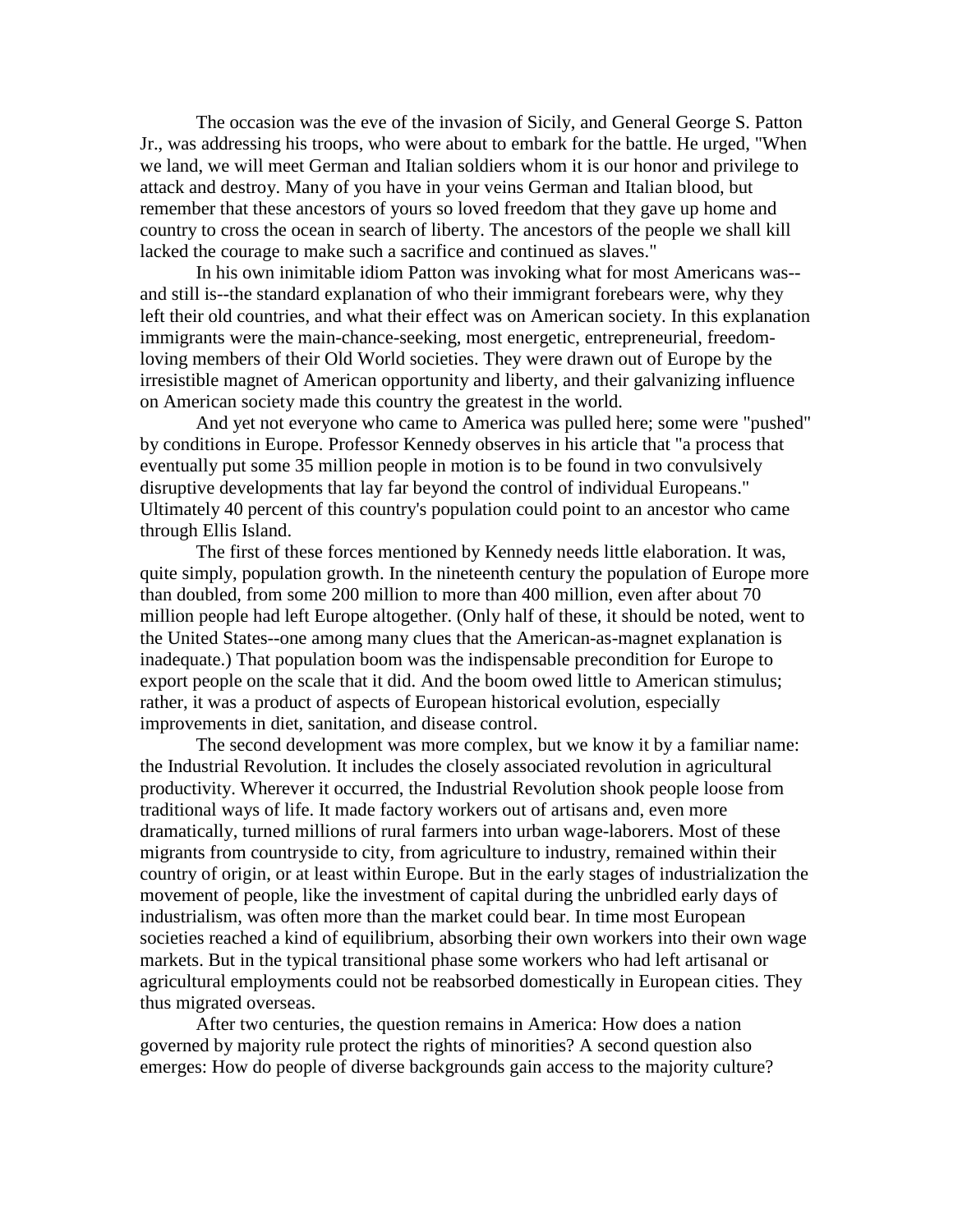The occasion was the eve of the invasion of Sicily, and General George S. Patton Jr., was addressing his troops, who were about to embark for the battle. He urged, "When we land, we will meet German and Italian soldiers whom it is our honor and privilege to attack and destroy. Many of you have in your veins German and Italian blood, but remember that these ancestors of yours so loved freedom that they gave up home and country to cross the ocean in search of liberty. The ancestors of the people we shall kill lacked the courage to make such a sacrifice and continued as slaves."

In his own inimitable idiom Patton was invoking what for most Americans was--and still is--the standard explanation of who their immigrant forebears were, why they left their old countries, and what their effect was on American society. In this explanation immigrants were the main-chance-seeking, most energetic, entrepreneurial, freedom-loving members of their Old World societies. They were drawn out of Europe by the irresistible magnet of American opportunity and liberty, and their galvanizing influence on American society made this country the greatest in the world.

And yet not everyone who came to America was pulled here; some were "pushed" by conditions in Europe. Professor Kennedy observes in his article that "a process that eventually put some 35 million people in motion is to be found in two convulsively disruptive developments that lay far beyond the control of individual Europeans." Ultimately 40 percent of this country's population could point to an ancestor who came through Ellis Island.

The first of these forces mentioned by Kennedy needs little elaboration. It was, quite simply, population growth. In the nineteenth century the population of Europe more than doubled, from some 200 million to more than 400 million, even after about 70 million people had left Europe altogether. (Only half of these, it should be noted, went to the United States--one among many clues that the American-as-magnet explanation is inadequate.) That population boom was the indispensable precondition for Europe to export people on the scale that it did. And the boom owed little to American stimulus; rather, it was a product of aspects of European historical evolution, especially improvements in diet, sanitation, and disease control.

The second development was more complex, but we know it by a familiar name: the Industrial Revolution. It includes the closely associated revolution in agricultural productivity. Wherever it occurred, the Industrial Revolution shook people loose from traditional ways of life. It made factory workers out of artisans and, even more dramatically, turned millions of rural farmers into urban wage-laborers. Most of these migrants from countryside to city, from agriculture to industry, remained within their country of origin, or at least within Europe. But in the early stages of industrialization the movement of people, like the investment of capital during the unbridled early days of industrialism, was often more than the market could bear. In time most European societies reached a kind of equilibrium, absorbing their own workers into their own wage markets. But in the typical transitional phase some workers who had left artisanal or agricultural employments could not be reabsorbed domestically in European cities. They thus migrated overseas.

After two centuries, the question remains in America: How does a nation governed by majority rule protect the rights of minorities? A second question also emerges: How do people of diverse backgrounds gain access to the majority culture?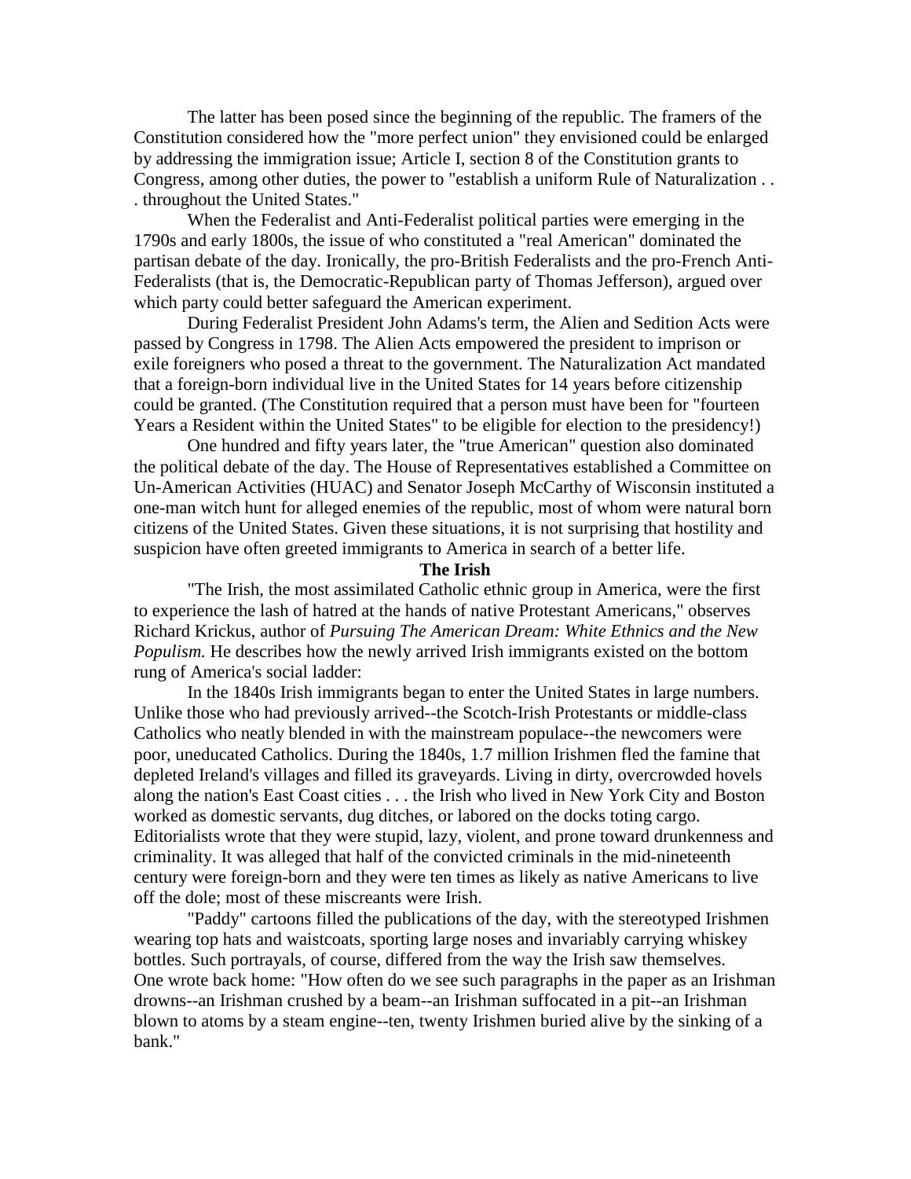The latter has been posed since the beginning of the republic. The framers of the Constitution considered how the "more perfect union" they envisioned could be enlarged by addressing the immigration issue; Article I, section 8 of the Constitution grants to Congress, among other duties, the power to "establish a uniform Rule of Naturalization . . . throughout the United States."

When the Federalist and Anti-Federalist political parties were emerging in the 1790s and early 1800s, the issue of who constituted a "real American" dominated the partisan debate of the day. Ironically, the pro-British Federalists and the pro-French Anti-Federalists (that is, the Democratic-Republican party of Thomas Jefferson), argued over which party could better safeguard the American experiment.

During Federalist President John Adams's term, the Alien and Sedition Acts were passed by Congress in 1798. The Alien Acts empowered the president to imprison or exile foreigners who posed a threat to the government. The Naturalization Act mandated that a foreign-born individual live in the United States for 14 years before citizenship could be granted. (The Constitution required that a person must have been for "fourteen Years a Resident within the United States" to be eligible for election to the presidency!)

One hundred and fifty years later, the "true American" question also dominated the political debate of the day. The House of Representatives established a Committee on Un-American Activities (HUAC) and Senator Joseph McCarthy of Wisconsin instituted a one-man witch hunt for alleged enemies of the republic, most of whom were natural born citizens of the United States. Given these situations, it is not surprising that hostility and suspicion have often greeted immigrants to America in search of a better life.

## The Irish

"The Irish, the most assimilated Catholic ethnic group in America, were the first to experience the lash of hatred at the hands of native Protestant Americans," observes Richard Krickus, author of *Pursuing The American Dream: White Ethnics and the New Populism.* He describes how the newly arrived Irish immigrants existed on the bottom rung of America's social ladder:

In the 1840s Irish immigrants began to enter the United States in large numbers. Unlike those who had previously arrived--the Scotch-Irish Protestants or middle-class Catholics who neatly blended in with the mainstream populace--the newcomers were poor, uneducated Catholics. During the 1840s, 1.7 million Irishmen fled the famine that depleted Ireland's villages and filled its graveyards. Living in dirty, overcrowded hovels along the nation's East Coast cities . . . the Irish who lived in New York City and Boston worked as domestic servants, dug ditches, or labored on the docks toting cargo. Editorialists wrote that they were stupid, lazy, violent, and prone toward drunkenness and criminality. It was alleged that half of the convicted criminals in the mid-nineteenth century were foreign-born and they were ten times as likely as native Americans to live off the dole; most of these miscreants were Irish.

"Paddy" cartoons filled the publications of the day, with the stereotyped Irishmen wearing top hats and waistcoats, sporting large noses and invariably carrying whiskey bottles. Such portrayals, of course, differed from the way the Irish saw themselves. One wrote back home: "How often do we see such paragraphs in the paper as an Irishman drowns--an Irishman crushed by a beam--an Irishman suffocated in a pit--an Irishman blown to atoms by a steam engine--ten, twenty Irishmen buried alive by the sinking of a bank."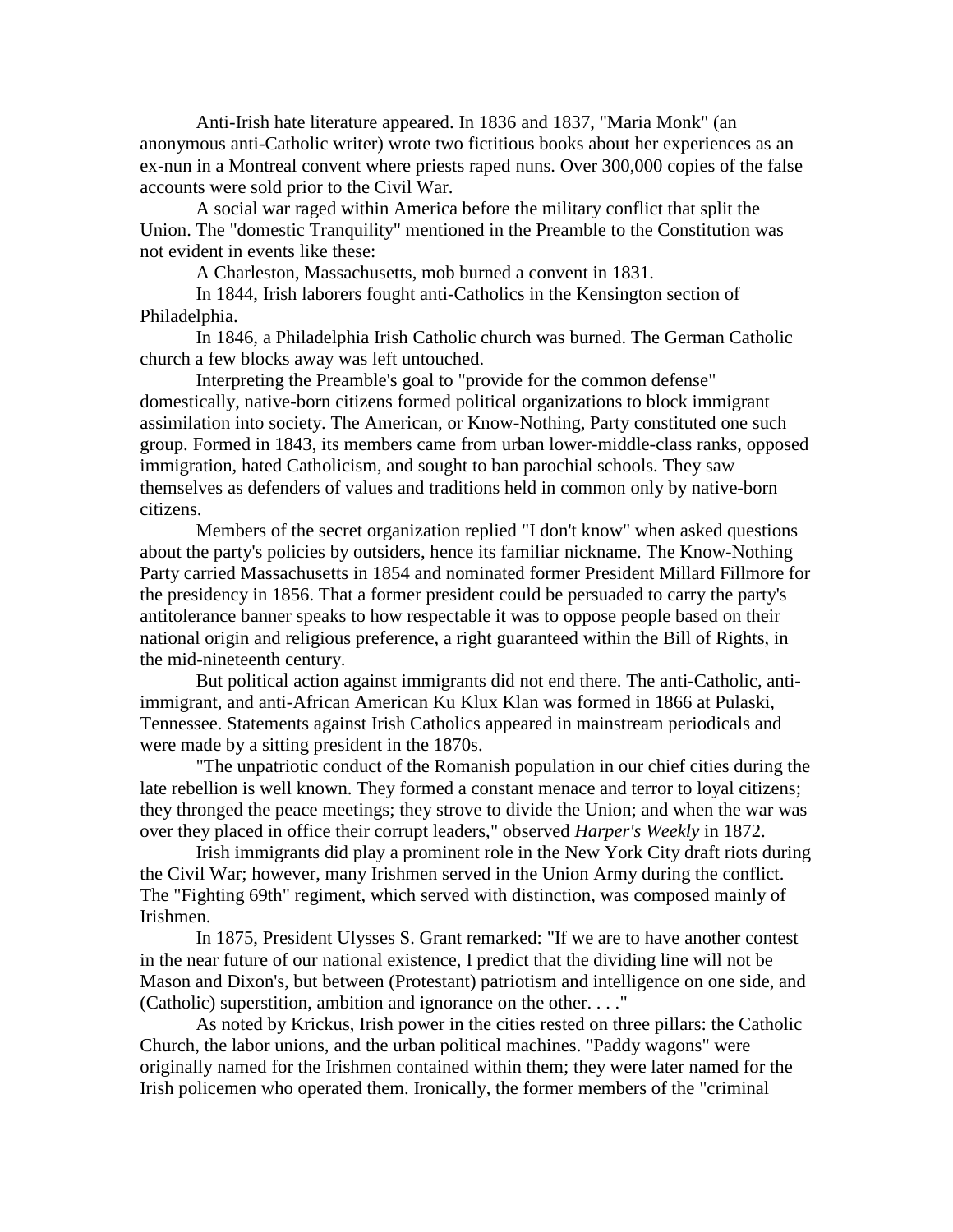Anti-Irish hate literature appeared. In 1836 and 1837, "Maria Monk" (an anonymous anti-Catholic writer) wrote two fictitious books about her experiences as an ex-nun in a Montreal convent where priests raped nuns. Over 300,000 copies of the false accounts were sold prior to the Civil War.

A social war raged within America before the military conflict that split the Union. The "domestic Tranquility" mentioned in the Preamble to the Constitution was not evident in events like these:

A Charleston, Massachusetts, mob burned a convent in 1831.

In 1844, Irish laborers fought anti-Catholics in the Kensington section of Philadelphia.

In 1846, a Philadelphia Irish Catholic church was burned. The German Catholic church a few blocks away was left untouched.

Interpreting the Preamble's goal to "provide for the common defense" domestically, native-born citizens formed political organizations to block immigrant assimilation into society. The American, or Know-Nothing, Party constituted one such group. Formed in 1843, its members came from urban lower-middle-class ranks, opposed immigration, hated Catholicism, and sought to ban parochial schools. They saw themselves as defenders of values and traditions held in common only by native-born citizens.

Members of the secret organization replied "I don't know" when asked questions about the party's policies by outsiders, hence its familiar nickname. The Know-Nothing Party carried Massachusetts in 1854 and nominated former President Millard Fillmore for the presidency in 1856. That a former president could be persuaded to carry the party's antitolerance banner speaks to how respectable it was to oppose people based on their national origin and religious preference, a right guaranteed within the Bill of Rights, in the mid-nineteenth century.

But political action against immigrants did not end there. The anti-Catholic, anti-immigrant, and anti-African American Ku Klux Klan was formed in 1866 at Pulaski, Tennessee. Statements against Irish Catholics appeared in mainstream periodicals and were made by a sitting president in the 1870s.

"The unpatriotic conduct of the Romanish population in our chief cities during the late rebellion is well known. They formed a constant menace and terror to loyal citizens; they thronged the peace meetings; they strove to divide the Union; and when the war was over they placed in office their corrupt leaders," observed *Harper's Weekly* in 1872.

Irish immigrants did play a prominent role in the New York City draft riots during the Civil War; however, many Irishmen served in the Union Army during the conflict. The "Fighting 69th" regiment, which served with distinction, was composed mainly of Irishmen.

In 1875, President Ulysses S. Grant remarked: "If we are to have another contest in the near future of our national existence, I predict that the dividing line will not be Mason and Dixon's, but between (Protestant) patriotism and intelligence on one side, and (Catholic) superstition, ambition and ignorance on the other. . . ."

As noted by Krickus, Irish power in the cities rested on three pillars: the Catholic Church, the labor unions, and the urban political machines. "Paddy wagons" were originally named for the Irishmen contained within them; they were later named for the Irish policemen who operated them. Ironically, the former members of the "criminal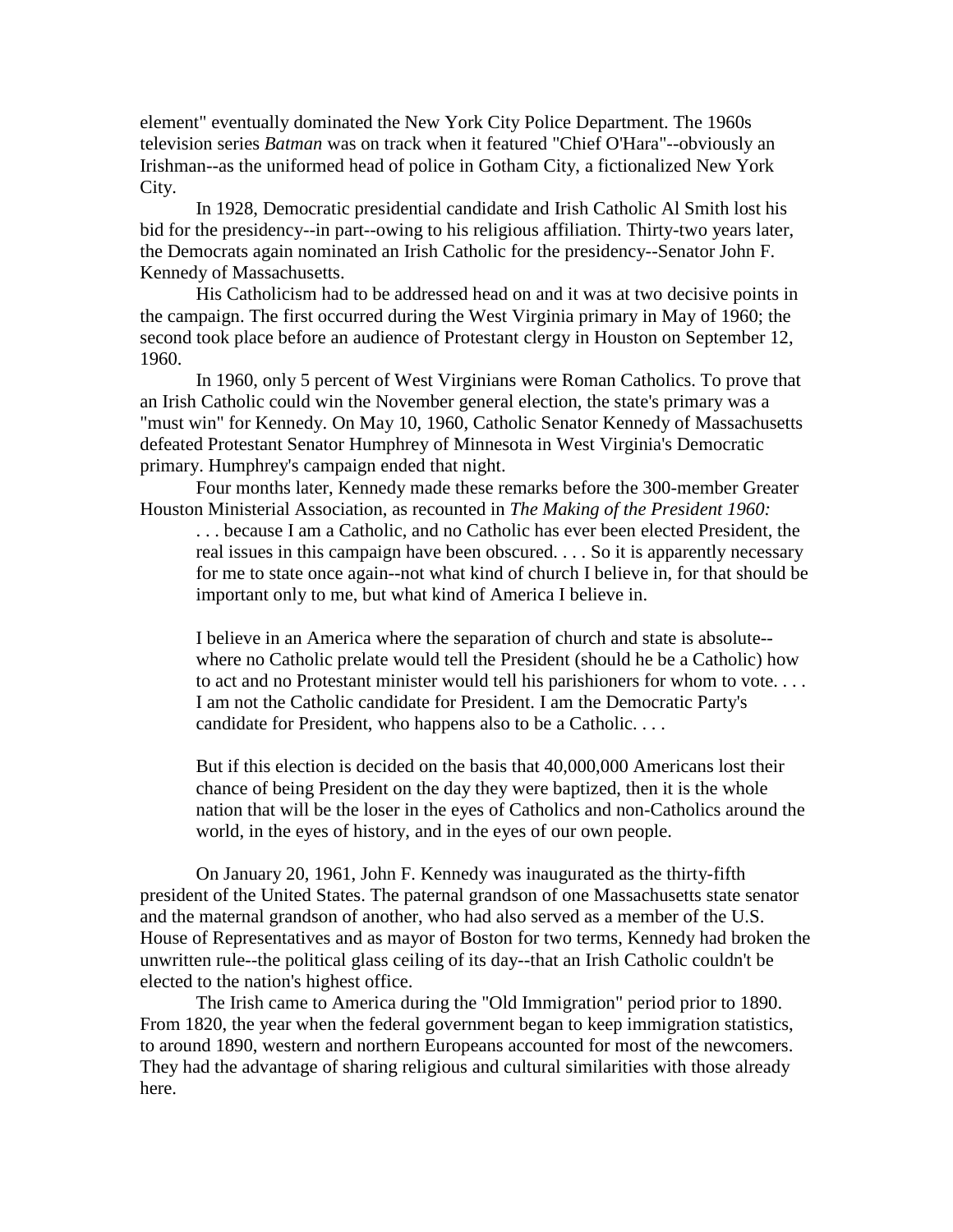element" eventually dominated the New York City Police Department. The 1960s television series *Batman* was on track when it featured "Chief O'Hara"--obviously an Irishman--as the uniformed head of police in Gotham City, a fictionalized New York City.

In 1928, Democratic presidential candidate and Irish Catholic Al Smith lost his bid for the presidency--in part--owing to his religious affiliation. Thirty-two years later, the Democrats again nominated an Irish Catholic for the presidency--Senator John F. Kennedy of Massachusetts.

His Catholicism had to be addressed head on and it was at two decisive points in the campaign. The first occurred during the West Virginia primary in May of 1960; the second took place before an audience of Protestant clergy in Houston on September 12, 1960.

In 1960, only 5 percent of West Virginians were Roman Catholics. To prove that an Irish Catholic could win the November general election, the state's primary was a "must win" for Kennedy. On May 10, 1960, Catholic Senator Kennedy of Massachusetts defeated Protestant Senator Humphrey of Minnesota in West Virginia's Democratic primary. Humphrey's campaign ended that night.

Four months later, Kennedy made these remarks before the 300-member Greater Houston Ministerial Association, as recounted in *The Making of the President 1960:*

> . . . because I am a Catholic, and no Catholic has ever been elected President, the real issues in this campaign have been obscured. . . . So it is apparently necessary for me to state once again--not what kind of church I believe in, for that should be important only to me, but what kind of America I believe in.
>
> I believe in an America where the separation of church and state is absolute--where no Catholic prelate would tell the President (should he be a Catholic) how to act and no Protestant minister would tell his parishioners for whom to vote. . . . I am not the Catholic candidate for President. I am the Democratic Party's candidate for President, who happens also to be a Catholic. . . .
>
> But if this election is decided on the basis that 40,000,000 Americans lost their chance of being President on the day they were baptized, then it is the whole nation that will be the loser in the eyes of Catholics and non-Catholics around the world, in the eyes of history, and in the eyes of our own people.

On January 20, 1961, John F. Kennedy was inaugurated as the thirty-fifth president of the United States. The paternal grandson of one Massachusetts state senator and the maternal grandson of another, who had also served as a member of the U.S. House of Representatives and as mayor of Boston for two terms, Kennedy had broken the unwritten rule--the political glass ceiling of its day--that an Irish Catholic couldn't be elected to the nation's highest office.

The Irish came to America during the "Old Immigration" period prior to 1890. From 1820, the year when the federal government began to keep immigration statistics, to around 1890, western and northern Europeans accounted for most of the newcomers. They had the advantage of sharing religious and cultural similarities with those already here.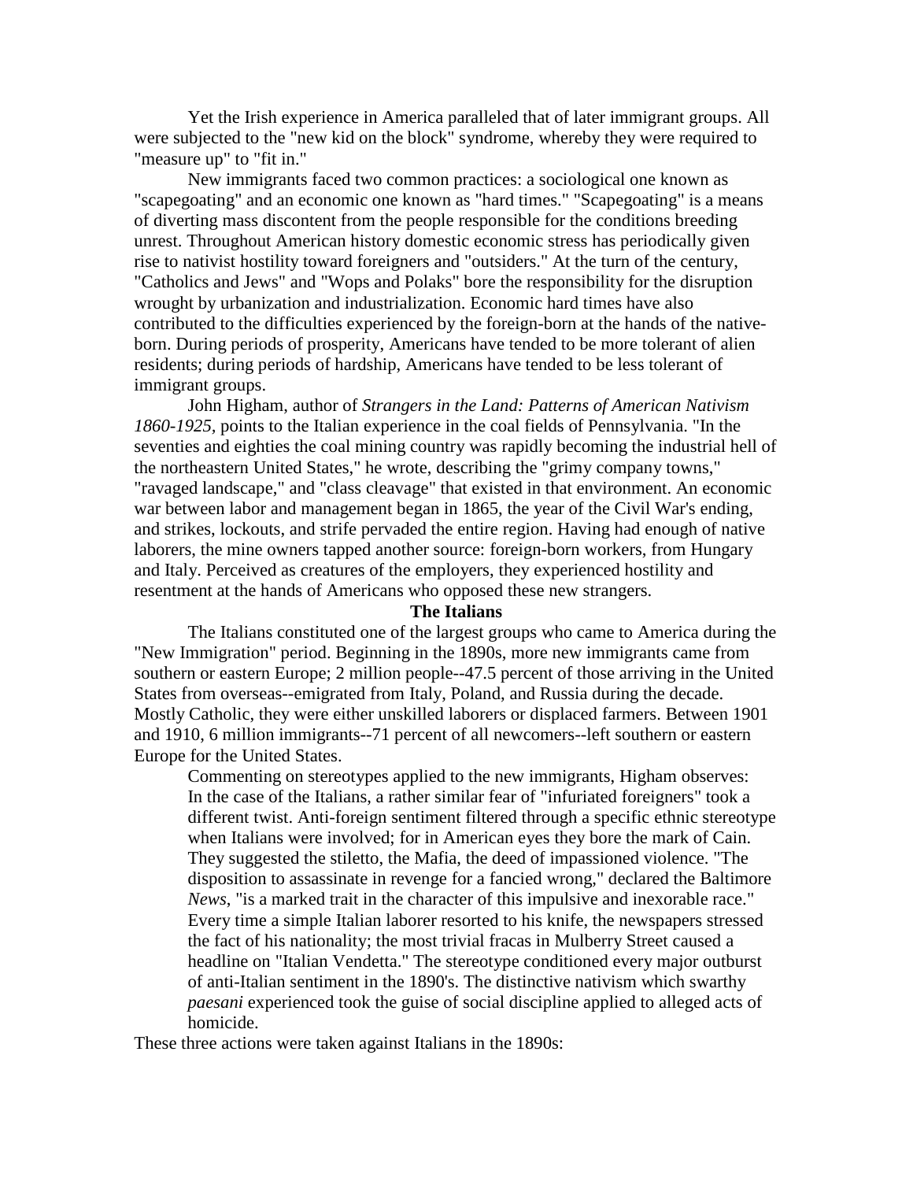Yet the Irish experience in America paralleled that of later immigrant groups. All were subjected to the "new kid on the block" syndrome, whereby they were required to "measure up" to "fit in."

New immigrants faced two common practices: a sociological one known as "scapegoating" and an economic one known as "hard times." "Scapegoating" is a means of diverting mass discontent from the people responsible for the conditions breeding unrest. Throughout American history domestic economic stress has periodically given rise to nativist hostility toward foreigners and "outsiders." At the turn of the century, "Catholics and Jews" and "Wops and Polaks" bore the responsibility for the disruption wrought by urbanization and industrialization. Economic hard times have also contributed to the difficulties experienced by the foreign-born at the hands of the native-born. During periods of prosperity, Americans have tended to be more tolerant of alien residents; during periods of hardship, Americans have tended to be less tolerant of immigrant groups.

John Higham, author of *Strangers in the Land: Patterns of American Nativism 1860-1925*, points to the Italian experience in the coal fields of Pennsylvania. "In the seventies and eighties the coal mining country was rapidly becoming the industrial hell of the northeastern United States," he wrote, describing the "grimy company towns," "ravaged landscape," and "class cleavage" that existed in that environment. An economic war between labor and management began in 1865, the year of the Civil War's ending, and strikes, lockouts, and strife pervaded the entire region. Having had enough of native laborers, the mine owners tapped another source: foreign-born workers, from Hungary and Italy. Perceived as creatures of the employers, they experienced hostility and resentment at the hands of Americans who opposed these new strangers.

## The Italians

The Italians constituted one of the largest groups who came to America during the "New Immigration" period. Beginning in the 1890s, more new immigrants came from southern or eastern Europe; 2 million people--47.5 percent of those arriving in the United States from overseas--emigrated from Italy, Poland, and Russia during the decade. Mostly Catholic, they were either unskilled laborers or displaced farmers. Between 1901 and 1910, 6 million immigrants--71 percent of all newcomers--left southern or eastern Europe for the United States.

Commenting on stereotypes applied to the new immigrants, Higham observes:

> In the case of the Italians, a rather similar fear of "infuriated foreigners" took a different twist. Anti-foreign sentiment filtered through a specific ethnic stereotype when Italians were involved; for in American eyes they bore the mark of Cain. They suggested the stiletto, the Mafia, the deed of impassioned violence. "The disposition to assassinate in revenge for a fancied wrong," declared the Baltimore *News*, "is a marked trait in the character of this impulsive and inexorable race." Every time a simple Italian laborer resorted to his knife, the newspapers stressed the fact of his nationality; the most trivial fracas in Mulberry Street caused a headline on "Italian Vendetta." The stereotype conditioned every major outburst of anti-Italian sentiment in the 1890's. The distinctive nativism which swarthy *paesani* experienced took the guise of social discipline applied to alleged acts of homicide.

These three actions were taken against Italians in the 1890s: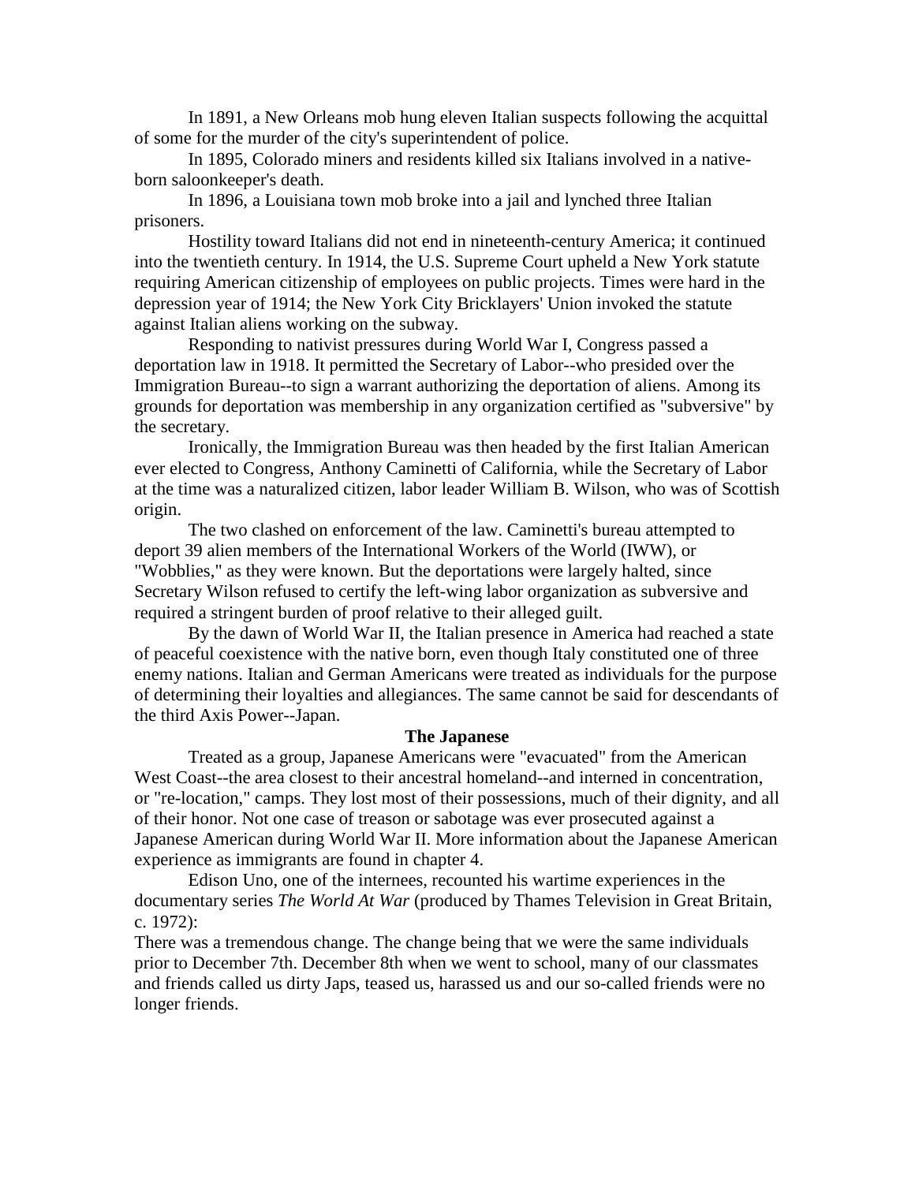In 1891, a New Orleans mob hung eleven Italian suspects following the acquittal of some for the murder of the city's superintendent of police.

In 1895, Colorado miners and residents killed six Italians involved in a native-born saloonkeeper's death.

In 1896, a Louisiana town mob broke into a jail and lynched three Italian prisoners.

Hostility toward Italians did not end in nineteenth-century America; it continued into the twentieth century. In 1914, the U.S. Supreme Court upheld a New York statute requiring American citizenship of employees on public projects. Times were hard in the depression year of 1914; the New York City Bricklayers' Union invoked the statute against Italian aliens working on the subway.

Responding to nativist pressures during World War I, Congress passed a deportation law in 1918. It permitted the Secretary of Labor--who presided over the Immigration Bureau--to sign a warrant authorizing the deportation of aliens. Among its grounds for deportation was membership in any organization certified as "subversive" by the secretary.

Ironically, the Immigration Bureau was then headed by the first Italian American ever elected to Congress, Anthony Caminetti of California, while the Secretary of Labor at the time was a naturalized citizen, labor leader William B. Wilson, who was of Scottish origin.

The two clashed on enforcement of the law. Caminetti's bureau attempted to deport 39 alien members of the International Workers of the World (IWW), or "Wobblies," as they were known. But the deportations were largely halted, since Secretary Wilson refused to certify the left-wing labor organization as subversive and required a stringent burden of proof relative to their alleged guilt.

By the dawn of World War II, the Italian presence in America had reached a state of peaceful coexistence with the native born, even though Italy constituted one of three enemy nations. Italian and German Americans were treated as individuals for the purpose of determining their loyalties and allegiances. The same cannot be said for descendants of the third Axis Power--Japan.

## The Japanese

Treated as a group, Japanese Americans were "evacuated" from the American West Coast--the area closest to their ancestral homeland--and interned in concentration, or "re-location," camps. They lost most of their possessions, much of their dignity, and all of their honor. Not one case of treason or sabotage was ever prosecuted against a Japanese American during World War II. More information about the Japanese American experience as immigrants are found in chapter 4.

Edison Uno, one of the internees, recounted his wartime experiences in the documentary series *The World At War* (produced by Thames Television in Great Britain, c. 1972):

There was a tremendous change. The change being that we were the same individuals prior to December 7th. December 8th when we went to school, many of our classmates and friends called us dirty Japs, teased us, harassed us and our so-called friends were no longer friends.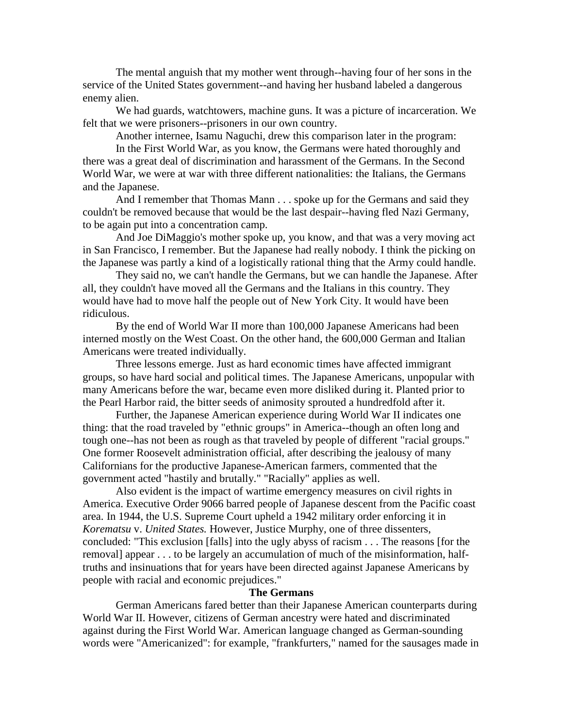The mental anguish that my mother went through--having four of her sons in the service of the United States government--and having her husband labeled a dangerous enemy alien.

We had guards, watchtowers, machine guns. It was a picture of incarceration. We felt that we were prisoners--prisoners in our own country.

Another internee, Isamu Naguchi, drew this comparison later in the program:

In the First World War, as you know, the Germans were hated thoroughly and there was a great deal of discrimination and harassment of the Germans. In the Second World War, we were at war with three different nationalities: the Italians, the Germans and the Japanese.

And I remember that Thomas Mann . . . spoke up for the Germans and said they couldn't be removed because that would be the last despair--having fled Nazi Germany, to be again put into a concentration camp.

And Joe DiMaggio's mother spoke up, you know, and that was a very moving act in San Francisco, I remember. But the Japanese had really nobody. I think the picking on the Japanese was partly a kind of a logistically rational thing that the Army could handle.

They said no, we can't handle the Germans, but we can handle the Japanese. After all, they couldn't have moved all the Germans and the Italians in this country. They would have had to move half the people out of New York City. It would have been ridiculous.

By the end of World War II more than 100,000 Japanese Americans had been interned mostly on the West Coast. On the other hand, the 600,000 German and Italian Americans were treated individually.

Three lessons emerge. Just as hard economic times have affected immigrant groups, so have hard social and political times. The Japanese Americans, unpopular with many Americans before the war, became even more disliked during it. Planted prior to the Pearl Harbor raid, the bitter seeds of animosity sprouted a hundredfold after it.

Further, the Japanese American experience during World War II indicates one thing: that the road traveled by "ethnic groups" in America--though an often long and tough one--has not been as rough as that traveled by people of different "racial groups." One former Roosevelt administration official, after describing the jealousy of many Californians for the productive Japanese-American farmers, commented that the government acted "hastily and brutally." "Racially" applies as well.

Also evident is the impact of wartime emergency measures on civil rights in America. Executive Order 9066 barred people of Japanese descent from the Pacific coast area. In 1944, the U.S. Supreme Court upheld a 1942 military order enforcing it in *Korematsu* v. *United States.* However, Justice Murphy, one of three dissenters, concluded: "This exclusion [falls] into the ugly abyss of racism . . . The reasons [for the removal] appear . . . to be largely an accumulation of much of the misinformation, half-truths and insinuations that for years have been directed against Japanese Americans by people with racial and economic prejudices."

**The Germans**

German Americans fared better than their Japanese American counterparts during World War II. However, citizens of German ancestry were hated and discriminated against during the First World War. American language changed as German-sounding words were "Americanized": for example, "frankfurters," named for the sausages made in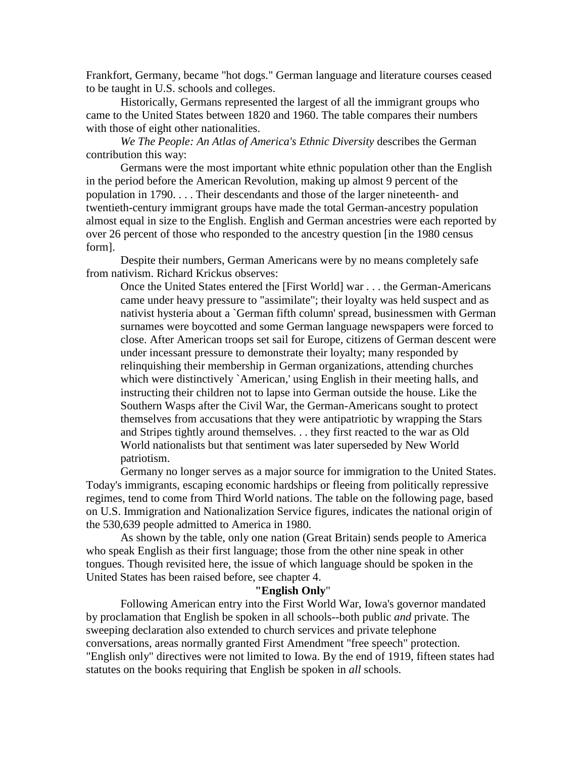Frankfort, Germany, became "hot dogs." German language and literature courses ceased to be taught in U.S. schools and colleges.

Historically, Germans represented the largest of all the immigrant groups who came to the United States between 1820 and 1960. The table compares their numbers with those of eight other nationalities.

*We The People: An Atlas of America's Ethnic Diversity* describes the German contribution this way:

> Germans were the most important white ethnic population other than the English in the period before the American Revolution, making up almost 9 percent of the population in 1790. . . . Their descendants and those of the larger nineteenth- and twentieth-century immigrant groups have made the total German-ancestry population almost equal in size to the English. English and German ancestries were each reported by over 26 percent of those who responded to the ancestry question [in the 1980 census form].

Despite their numbers, German Americans were by no means completely safe from nativism. Richard Krickus observes:

> Once the United States entered the [First World] war . . . the German-Americans came under heavy pressure to "assimilate"; their loyalty was held suspect and as nativist hysteria about a `German fifth column' spread, businessmen with German surnames were boycotted and some German language newspapers were forced to close. After American troops set sail for Europe, citizens of German descent were under incessant pressure to demonstrate their loyalty; many responded by relinquishing their membership in German organizations, attending churches which were distinctively `American,' using English in their meeting halls, and instructing their children not to lapse into German outside the house. Like the Southern Wasps after the Civil War, the German-Americans sought to protect themselves from accusations that they were antipatriotic by wrapping the Stars and Stripes tightly around themselves. . . they first reacted to the war as Old World nationalists but that sentiment was later superseded by New World patriotism.

Germany no longer serves as a major source for immigration to the United States. Today's immigrants, escaping economic hardships or fleeing from politically repressive regimes, tend to come from Third World nations. The table on the following page, based on U.S. Immigration and Nationalization Service figures, indicates the national origin of the 530,639 people admitted to America in 1980.

As shown by the table, only one nation (Great Britain) sends people to America who speak English as their first language; those from the other nine speak in other tongues. Though revisited here, the issue of which language should be spoken in the United States has been raised before, see chapter 4.

### "English Only"

Following American entry into the First World War, Iowa's governor mandated by proclamation that English be spoken in all schools--both public *and* private. The sweeping declaration also extended to church services and private telephone conversations, areas normally granted First Amendment "free speech" protection. "English only" directives were not limited to Iowa. By the end of 1919, fifteen states had statutes on the books requiring that English be spoken in *all* schools.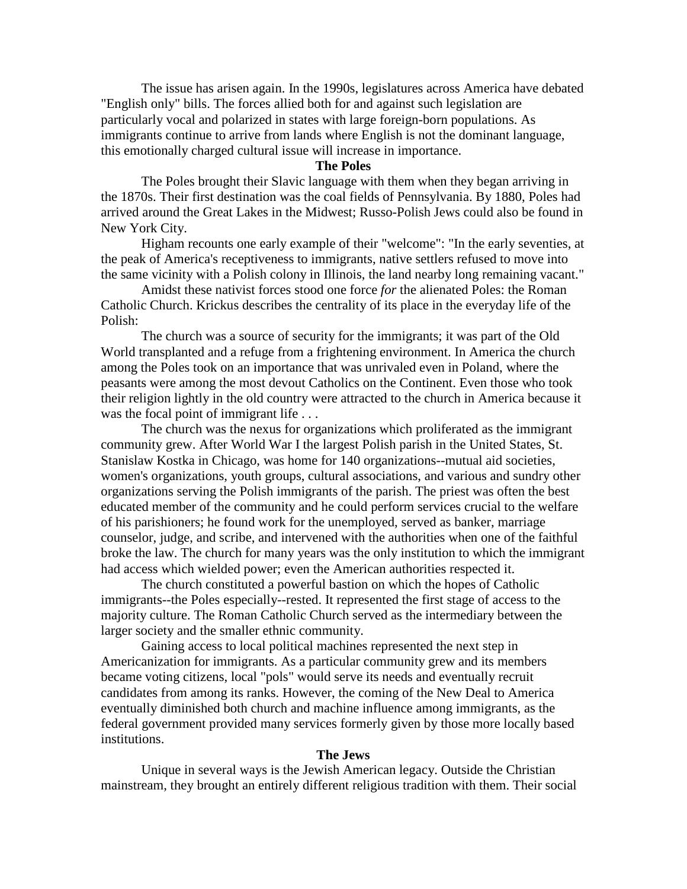The issue has arisen again. In the 1990s, legislatures across America have debated "English only" bills. The forces allied both for and against such legislation are particularly vocal and polarized in states with large foreign-born populations. As immigrants continue to arrive from lands where English is not the dominant language, this emotionally charged cultural issue will increase in importance.

### The Poles

The Poles brought their Slavic language with them when they began arriving in the 1870s. Their first destination was the coal fields of Pennsylvania. By 1880, Poles had arrived around the Great Lakes in the Midwest; Russo-Polish Jews could also be found in New York City.

Higham recounts one early example of their "welcome": "In the early seventies, at the peak of America's receptiveness to immigrants, native settlers refused to move into the same vicinity with a Polish colony in Illinois, the land nearby long remaining vacant."

Amidst these nativist forces stood one force *for* the alienated Poles: the Roman Catholic Church. Krickus describes the centrality of its place in the everyday life of the Polish:

The church was a source of security for the immigrants; it was part of the Old World transplanted and a refuge from a frightening environment. In America the church among the Poles took on an importance that was unrivaled even in Poland, where the peasants were among the most devout Catholics on the Continent. Even those who took their religion lightly in the old country were attracted to the church in America because it was the focal point of immigrant life . . .

The church was the nexus for organizations which proliferated as the immigrant community grew. After World War I the largest Polish parish in the United States, St. Stanislaw Kostka in Chicago, was home for 140 organizations--mutual aid societies, women's organizations, youth groups, cultural associations, and various and sundry other organizations serving the Polish immigrants of the parish. The priest was often the best educated member of the community and he could perform services crucial to the welfare of his parishioners; he found work for the unemployed, served as banker, marriage counselor, judge, and scribe, and intervened with the authorities when one of the faithful broke the law. The church for many years was the only institution to which the immigrant had access which wielded power; even the American authorities respected it.

The church constituted a powerful bastion on which the hopes of Catholic immigrants--the Poles especially--rested. It represented the first stage of access to the majority culture. The Roman Catholic Church served as the intermediary between the larger society and the smaller ethnic community.

Gaining access to local political machines represented the next step in Americanization for immigrants. As a particular community grew and its members became voting citizens, local "pols" would serve its needs and eventually recruit candidates from among its ranks. However, the coming of the New Deal to America eventually diminished both church and machine influence among immigrants, as the federal government provided many services formerly given by those more locally based institutions.

### The Jews

Unique in several ways is the Jewish American legacy. Outside the Christian mainstream, they brought an entirely different religious tradition with them. Their social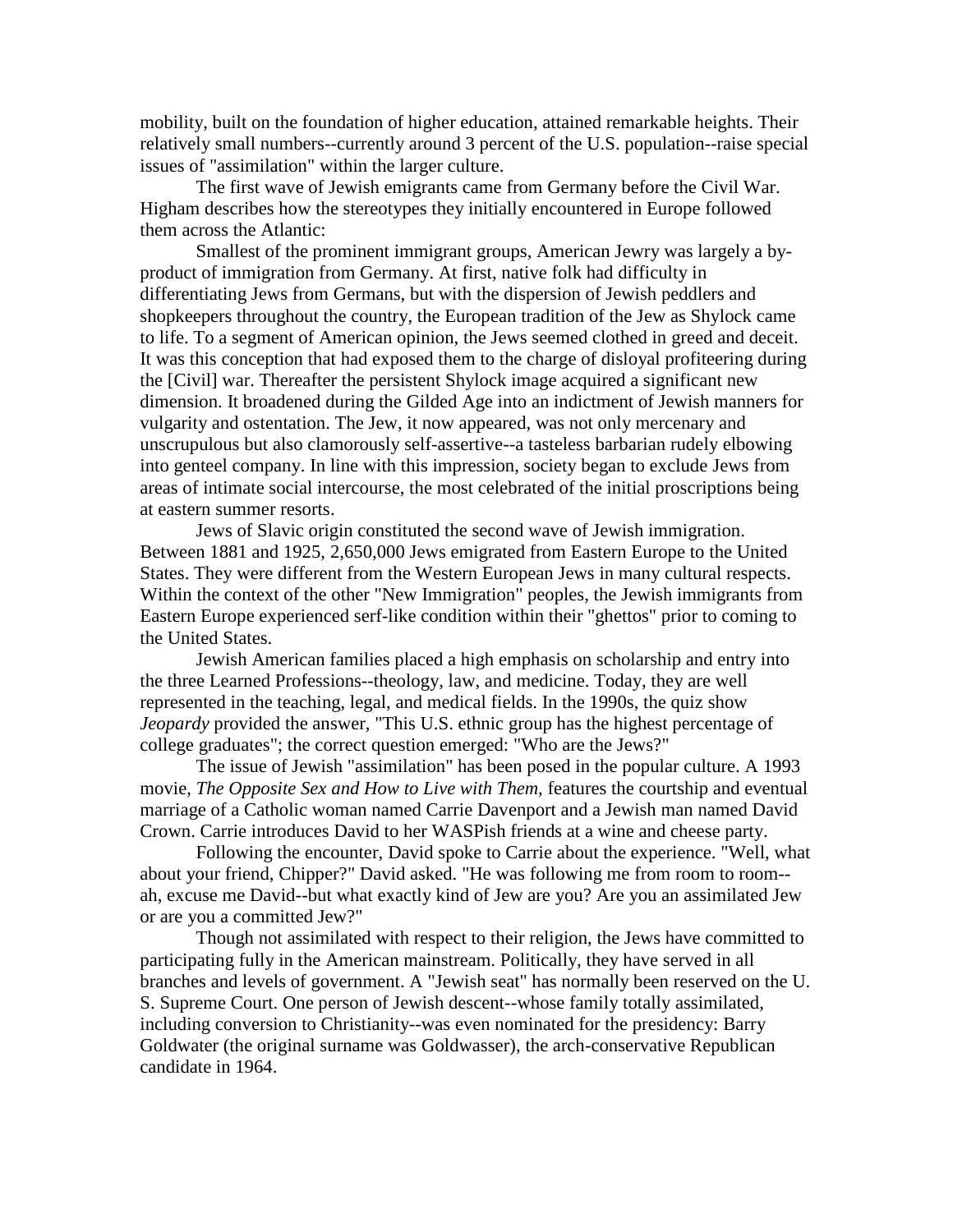mobility, built on the foundation of higher education, attained remarkable heights. Their relatively small numbers--currently around 3 percent of the U.S. population--raise special issues of "assimilation" within the larger culture.

The first wave of Jewish emigrants came from Germany before the Civil War. Higham describes how the stereotypes they initially encountered in Europe followed them across the Atlantic:

Smallest of the prominent immigrant groups, American Jewry was largely a by-product of immigration from Germany. At first, native folk had difficulty in differentiating Jews from Germans, but with the dispersion of Jewish peddlers and shopkeepers throughout the country, the European tradition of the Jew as Shylock came to life. To a segment of American opinion, the Jews seemed clothed in greed and deceit. It was this conception that had exposed them to the charge of disloyal profiteering during the [Civil] war. Thereafter the persistent Shylock image acquired a significant new dimension. It broadened during the Gilded Age into an indictment of Jewish manners for vulgarity and ostentation. The Jew, it now appeared, was not only mercenary and unscrupulous but also clamorously self-assertive--a tasteless barbarian rudely elbowing into genteel company. In line with this impression, society began to exclude Jews from areas of intimate social intercourse, the most celebrated of the initial proscriptions being at eastern summer resorts.

Jews of Slavic origin constituted the second wave of Jewish immigration. Between 1881 and 1925, 2,650,000 Jews emigrated from Eastern Europe to the United States. They were different from the Western European Jews in many cultural respects. Within the context of the other "New Immigration" peoples, the Jewish immigrants from Eastern Europe experienced serf-like condition within their "ghettos" prior to coming to the United States.

Jewish American families placed a high emphasis on scholarship and entry into the three Learned Professions--theology, law, and medicine. Today, they are well represented in the teaching, legal, and medical fields. In the 1990s, the quiz show *Jeopardy* provided the answer, "This U.S. ethnic group has the highest percentage of college graduates"; the correct question emerged: "Who are the Jews?"

The issue of Jewish "assimilation" has been posed in the popular culture. A 1993 movie, *The Opposite Sex and How to Live with Them,* features the courtship and eventual marriage of a Catholic woman named Carrie Davenport and a Jewish man named David Crown. Carrie introduces David to her WASPish friends at a wine and cheese party.

Following the encounter, David spoke to Carrie about the experience. "Well, what about your friend, Chipper?" David asked. "He was following me from room to room--ah, excuse me David--but what exactly kind of Jew are you? Are you an assimilated Jew or are you a committed Jew?"

Though not assimilated with respect to their religion, the Jews have committed to participating fully in the American mainstream. Politically, they have served in all branches and levels of government. A "Jewish seat" has normally been reserved on the U. S. Supreme Court. One person of Jewish descent--whose family totally assimilated, including conversion to Christianity--was even nominated for the presidency: Barry Goldwater (the original surname was Goldwasser), the arch-conservative Republican candidate in 1964.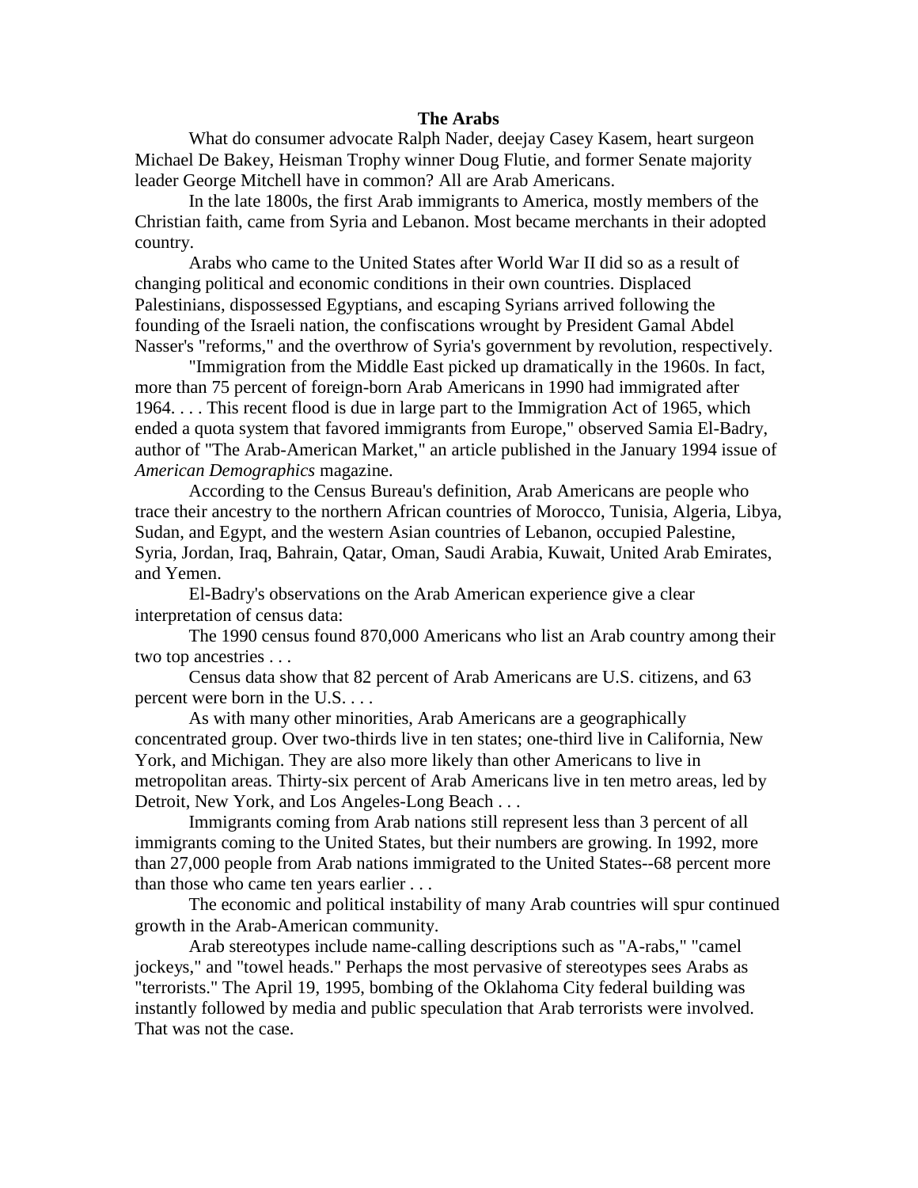**The Arabs**

What do consumer advocate Ralph Nader, deejay Casey Kasem, heart surgeon Michael De Bakey, Heisman Trophy winner Doug Flutie, and former Senate majority leader George Mitchell have in common? All are Arab Americans.

In the late 1800s, the first Arab immigrants to America, mostly members of the Christian faith, came from Syria and Lebanon. Most became merchants in their adopted country.

Arabs who came to the United States after World War II did so as a result of changing political and economic conditions in their own countries. Displaced Palestinians, dispossessed Egyptians, and escaping Syrians arrived following the founding of the Israeli nation, the confiscations wrought by President Gamal Abdel Nasser's "reforms," and the overthrow of Syria's government by revolution, respectively.

"Immigration from the Middle East picked up dramatically in the 1960s. In fact, more than 75 percent of foreign-born Arab Americans in 1990 had immigrated after 1964. . . . This recent flood is due in large part to the Immigration Act of 1965, which ended a quota system that favored immigrants from Europe," observed Samia El-Badry, author of "The Arab-American Market," an article published in the January 1994 issue of *American Demographics* magazine.

According to the Census Bureau's definition, Arab Americans are people who trace their ancestry to the northern African countries of Morocco, Tunisia, Algeria, Libya, Sudan, and Egypt, and the western Asian countries of Lebanon, occupied Palestine, Syria, Jordan, Iraq, Bahrain, Qatar, Oman, Saudi Arabia, Kuwait, United Arab Emirates, and Yemen.

El-Badry's observations on the Arab American experience give a clear interpretation of census data:

The 1990 census found 870,000 Americans who list an Arab country among their two top ancestries . . .

Census data show that 82 percent of Arab Americans are U.S. citizens, and 63 percent were born in the U.S. . . .

As with many other minorities, Arab Americans are a geographically concentrated group. Over two-thirds live in ten states; one-third live in California, New York, and Michigan. They are also more likely than other Americans to live in metropolitan areas. Thirty-six percent of Arab Americans live in ten metro areas, led by Detroit, New York, and Los Angeles-Long Beach . . .

Immigrants coming from Arab nations still represent less than 3 percent of all immigrants coming to the United States, but their numbers are growing. In 1992, more than 27,000 people from Arab nations immigrated to the United States--68 percent more than those who came ten years earlier . . .

The economic and political instability of many Arab countries will spur continued growth in the Arab-American community.

Arab stereotypes include name-calling descriptions such as "A-rabs," "camel jockeys," and "towel heads." Perhaps the most pervasive of stereotypes sees Arabs as "terrorists." The April 19, 1995, bombing of the Oklahoma City federal building was instantly followed by media and public speculation that Arab terrorists were involved. That was not the case.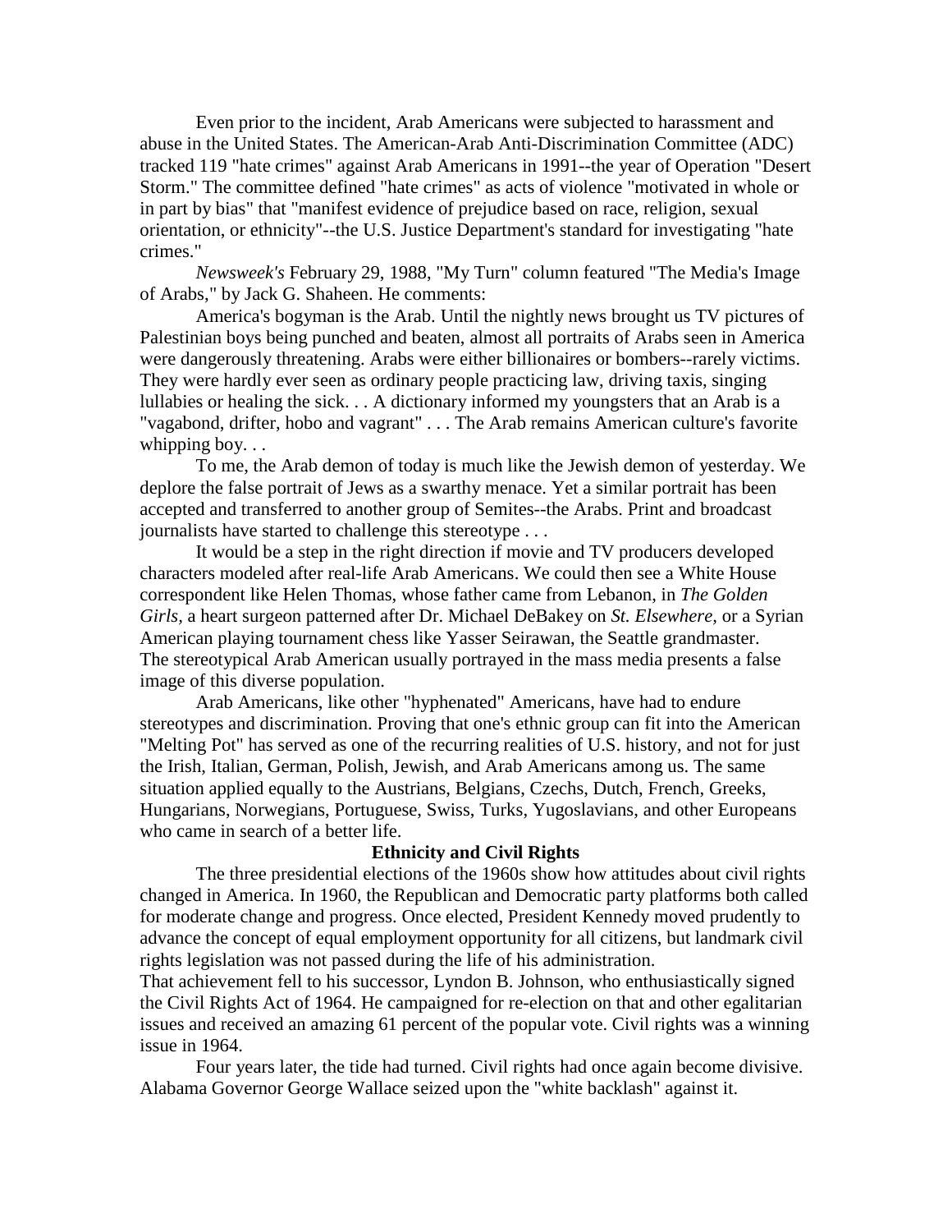Even prior to the incident, Arab Americans were subjected to harassment and abuse in the United States. The American-Arab Anti-Discrimination Committee (ADC) tracked 119 "hate crimes" against Arab Americans in 1991--the year of Operation "Desert Storm." The committee defined "hate crimes" as acts of violence "motivated in whole or in part by bias" that "manifest evidence of prejudice based on race, religion, sexual orientation, or ethnicity"--the U.S. Justice Department's standard for investigating "hate crimes."

*Newsweek's* February 29, 1988, "My Turn" column featured "The Media's Image of Arabs," by Jack G. Shaheen. He comments:

America's bogyman is the Arab. Until the nightly news brought us TV pictures of Palestinian boys being punched and beaten, almost all portraits of Arabs seen in America were dangerously threatening. Arabs were either billionaires or bombers--rarely victims. They were hardly ever seen as ordinary people practicing law, driving taxis, singing lullabies or healing the sick. . . A dictionary informed my youngsters that an Arab is a "vagabond, drifter, hobo and vagrant" . . . The Arab remains American culture's favorite whipping boy. . .

To me, the Arab demon of today is much like the Jewish demon of yesterday. We deplore the false portrait of Jews as a swarthy menace. Yet a similar portrait has been accepted and transferred to another group of Semites--the Arabs. Print and broadcast journalists have started to challenge this stereotype . . .

It would be a step in the right direction if movie and TV producers developed characters modeled after real-life Arab Americans. We could then see a White House correspondent like Helen Thomas, whose father came from Lebanon, in *The Golden Girls,* a heart surgeon patterned after Dr. Michael DeBakey on *St. Elsewhere,* or a Syrian American playing tournament chess like Yasser Seirawan, the Seattle grandmaster.

The stereotypical Arab American usually portrayed in the mass media presents a false image of this diverse population.

Arab Americans, like other "hyphenated" Americans, have had to endure stereotypes and discrimination. Proving that one's ethnic group can fit into the American "Melting Pot" has served as one of the recurring realities of U.S. history, and not for just the Irish, Italian, German, Polish, Jewish, and Arab Americans among us. The same situation applied equally to the Austrians, Belgians, Czechs, Dutch, French, Greeks, Hungarians, Norwegians, Portuguese, Swiss, Turks, Yugoslavians, and other Europeans who came in search of a better life.

## Ethnicity and Civil Rights

The three presidential elections of the 1960s show how attitudes about civil rights changed in America. In 1960, the Republican and Democratic party platforms both called for moderate change and progress. Once elected, President Kennedy moved prudently to advance the concept of equal employment opportunity for all citizens, but landmark civil rights legislation was not passed during the life of his administration.

That achievement fell to his successor, Lyndon B. Johnson, who enthusiastically signed the Civil Rights Act of 1964. He campaigned for re-election on that and other egalitarian issues and received an amazing 61 percent of the popular vote. Civil rights was a winning issue in 1964.

Four years later, the tide had turned. Civil rights had once again become divisive. Alabama Governor George Wallace seized upon the "white backlash" against it.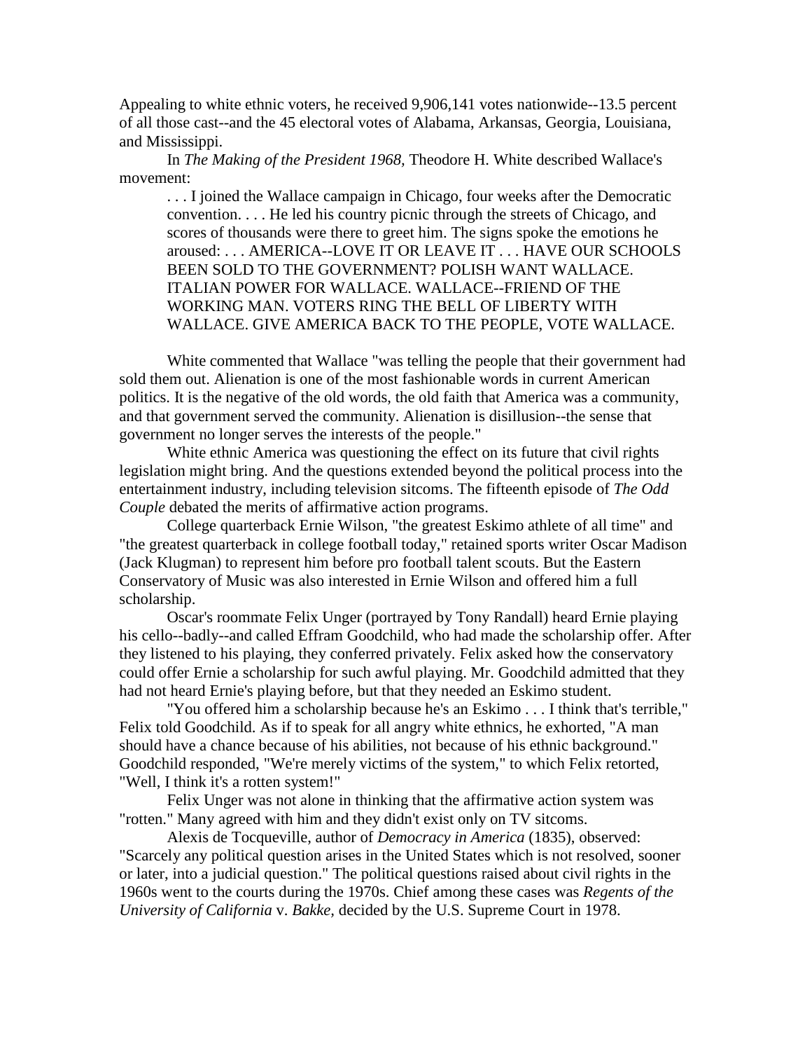Appealing to white ethnic voters, he received 9,906,141 votes nationwide--13.5 percent of all those cast--and the 45 electoral votes of Alabama, Arkansas, Georgia, Louisiana, and Mississippi.

In *The Making of the President 1968*, Theodore H. White described Wallace's movement:

> . . . I joined the Wallace campaign in Chicago, four weeks after the Democratic convention. . . . He led his country picnic through the streets of Chicago, and scores of thousands were there to greet him. The signs spoke the emotions he aroused: . . . AMERICA--LOVE IT OR LEAVE IT . . . HAVE OUR SCHOOLS BEEN SOLD TO THE GOVERNMENT? POLISH WANT WALLACE. ITALIAN POWER FOR WALLACE. WALLACE--FRIEND OF THE WORKING MAN. VOTERS RING THE BELL OF LIBERTY WITH WALLACE. GIVE AMERICA BACK TO THE PEOPLE, VOTE WALLACE.

White commented that Wallace "was telling the people that their government had sold them out. Alienation is one of the most fashionable words in current American politics. It is the negative of the old words, the old faith that America was a community, and that government served the community. Alienation is disillusion--the sense that government no longer serves the interests of the people."

White ethnic America was questioning the effect on its future that civil rights legislation might bring. And the questions extended beyond the political process into the entertainment industry, including television sitcoms. The fifteenth episode of *The Odd Couple* debated the merits of affirmative action programs.

College quarterback Ernie Wilson, "the greatest Eskimo athlete of all time" and "the greatest quarterback in college football today," retained sports writer Oscar Madison (Jack Klugman) to represent him before pro football talent scouts. But the Eastern Conservatory of Music was also interested in Ernie Wilson and offered him a full scholarship.

Oscar's roommate Felix Unger (portrayed by Tony Randall) heard Ernie playing his cello--badly--and called Effram Goodchild, who had made the scholarship offer. After they listened to his playing, they conferred privately. Felix asked how the conservatory could offer Ernie a scholarship for such awful playing. Mr. Goodchild admitted that they had not heard Ernie's playing before, but that they needed an Eskimo student.

"You offered him a scholarship because he's an Eskimo . . . I think that's terrible," Felix told Goodchild. As if to speak for all angry white ethnics, he exhorted, "A man should have a chance because of his abilities, not because of his ethnic background." Goodchild responded, "We're merely victims of the system," to which Felix retorted, "Well, I think it's a rotten system!"

Felix Unger was not alone in thinking that the affirmative action system was "rotten." Many agreed with him and they didn't exist only on TV sitcoms.

Alexis de Tocqueville, author of *Democracy in America* (1835), observed: "Scarcely any political question arises in the United States which is not resolved, sooner or later, into a judicial question." The political questions raised about civil rights in the 1960s went to the courts during the 1970s. Chief among these cases was *Regents of the University of California* v. *Bakke*, decided by the U.S. Supreme Court in 1978.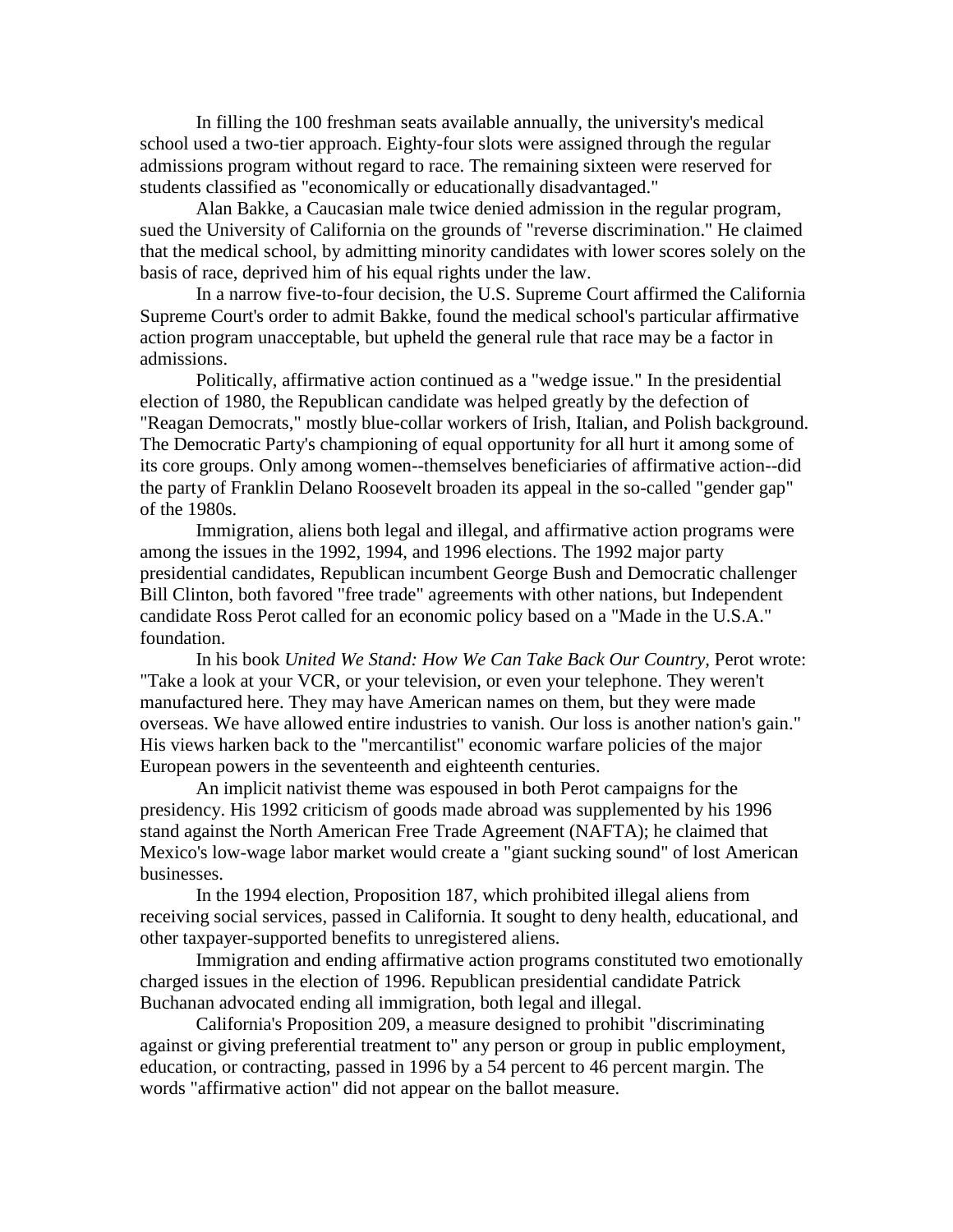In filling the 100 freshman seats available annually, the university's medical school used a two-tier approach. Eighty-four slots were assigned through the regular admissions program without regard to race. The remaining sixteen were reserved for students classified as "economically or educationally disadvantaged."

Alan Bakke, a Caucasian male twice denied admission in the regular program, sued the University of California on the grounds of "reverse discrimination." He claimed that the medical school, by admitting minority candidates with lower scores solely on the basis of race, deprived him of his equal rights under the law.

In a narrow five-to-four decision, the U.S. Supreme Court affirmed the California Supreme Court's order to admit Bakke, found the medical school's particular affirmative action program unacceptable, but upheld the general rule that race may be a factor in admissions.

Politically, affirmative action continued as a "wedge issue." In the presidential election of 1980, the Republican candidate was helped greatly by the defection of "Reagan Democrats," mostly blue-collar workers of Irish, Italian, and Polish background. The Democratic Party's championing of equal opportunity for all hurt it among some of its core groups. Only among women--themselves beneficiaries of affirmative action--did the party of Franklin Delano Roosevelt broaden its appeal in the so-called "gender gap" of the 1980s.

Immigration, aliens both legal and illegal, and affirmative action programs were among the issues in the 1992, 1994, and 1996 elections. The 1992 major party presidential candidates, Republican incumbent George Bush and Democratic challenger Bill Clinton, both favored "free trade" agreements with other nations, but Independent candidate Ross Perot called for an economic policy based on a "Made in the U.S.A." foundation.

In his book *United We Stand: How We Can Take Back Our Country*, Perot wrote: "Take a look at your VCR, or your television, or even your telephone. They weren't manufactured here. They may have American names on them, but they were made overseas. We have allowed entire industries to vanish. Our loss is another nation's gain." His views harken back to the "mercantilist" economic warfare policies of the major European powers in the seventeenth and eighteenth centuries.

An implicit nativist theme was espoused in both Perot campaigns for the presidency. His 1992 criticism of goods made abroad was supplemented by his 1996 stand against the North American Free Trade Agreement (NAFTA); he claimed that Mexico's low-wage labor market would create a "giant sucking sound" of lost American businesses.

In the 1994 election, Proposition 187, which prohibited illegal aliens from receiving social services, passed in California. It sought to deny health, educational, and other taxpayer-supported benefits to unregistered aliens.

Immigration and ending affirmative action programs constituted two emotionally charged issues in the election of 1996. Republican presidential candidate Patrick Buchanan advocated ending all immigration, both legal and illegal.

California's Proposition 209, a measure designed to prohibit "discriminating against or giving preferential treatment to" any person or group in public employment, education, or contracting, passed in 1996 by a 54 percent to 46 percent margin. The words "affirmative action" did not appear on the ballot measure.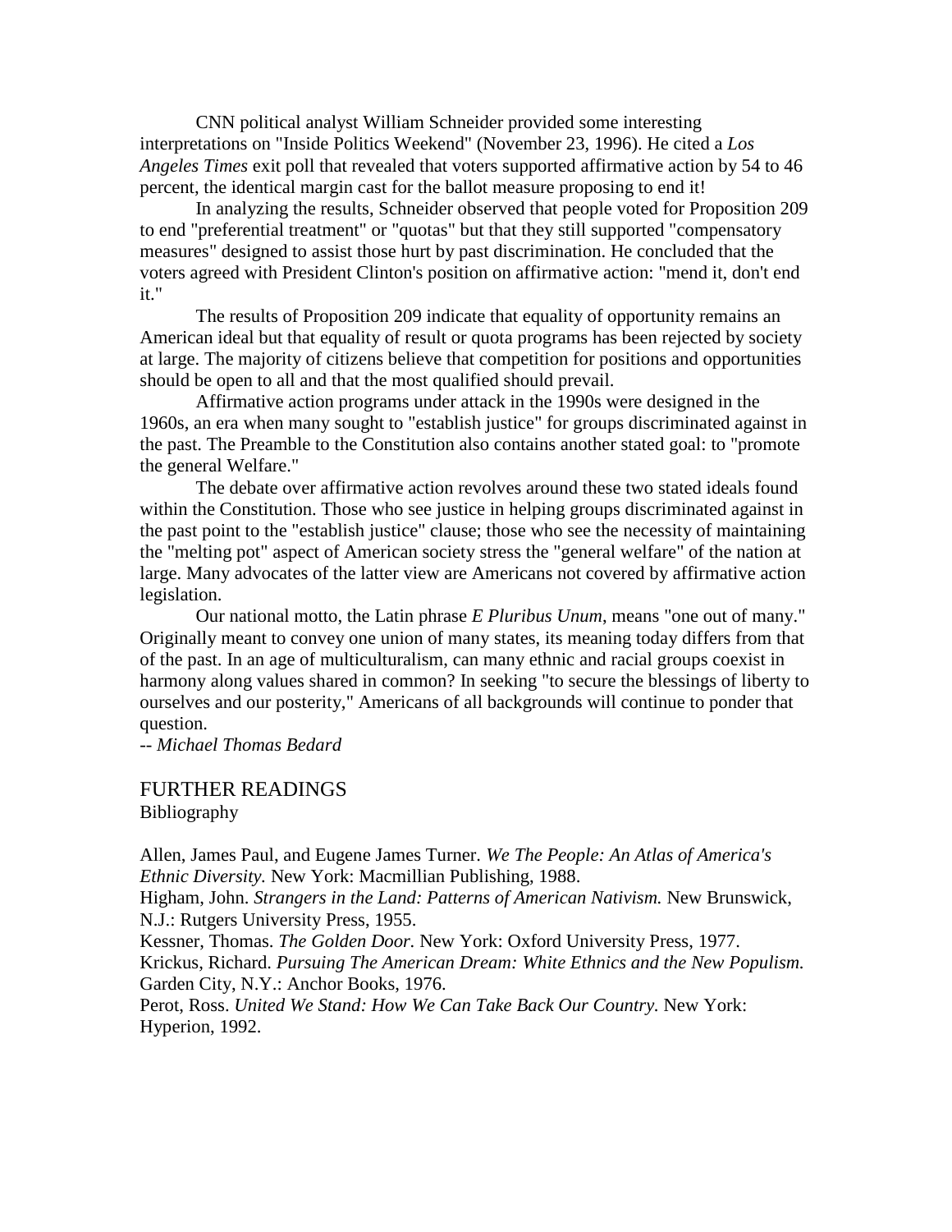CNN political analyst William Schneider provided some interesting interpretations on "Inside Politics Weekend" (November 23, 1996). He cited a *Los Angeles Times* exit poll that revealed that voters supported affirmative action by 54 to 46 percent, the identical margin cast for the ballot measure proposing to end it!

In analyzing the results, Schneider observed that people voted for Proposition 209 to end "preferential treatment" or "quotas" but that they still supported "compensatory measures" designed to assist those hurt by past discrimination. He concluded that the voters agreed with President Clinton's position on affirmative action: "mend it, don't end it."

The results of Proposition 209 indicate that equality of opportunity remains an American ideal but that equality of result or quota programs has been rejected by society at large. The majority of citizens believe that competition for positions and opportunities should be open to all and that the most qualified should prevail.

Affirmative action programs under attack in the 1990s were designed in the 1960s, an era when many sought to "establish justice" for groups discriminated against in the past. The Preamble to the Constitution also contains another stated goal: to "promote the general Welfare."

The debate over affirmative action revolves around these two stated ideals found within the Constitution. Those who see justice in helping groups discriminated against in the past point to the "establish justice" clause; those who see the necessity of maintaining the "melting pot" aspect of American society stress the "general welfare" of the nation at large. Many advocates of the latter view are Americans not covered by affirmative action legislation.

Our national motto, the Latin phrase *E Pluribus Unum*, means "one out of many." Originally meant to convey one union of many states, its meaning today differs from that of the past. In an age of multiculturalism, can many ethnic and racial groups coexist in harmony along values shared in common? In seeking "to secure the blessings of liberty to ourselves and our posterity," Americans of all backgrounds will continue to ponder that question.

-- *Michael Thomas Bedard*

## FURTHER READINGS

Bibliography

Allen, James Paul, and Eugene James Turner. *We The People: An Atlas of America's Ethnic Diversity.* New York: Macmillian Publishing, 1988.

Higham, John. *Strangers in the Land: Patterns of American Nativism.* New Brunswick, N.J.: Rutgers University Press, 1955.

Kessner, Thomas. *The Golden Door.* New York: Oxford University Press, 1977.

Krickus, Richard. *Pursuing The American Dream: White Ethnics and the New Populism.* Garden City, N.Y.: Anchor Books, 1976.

Perot, Ross. *United We Stand: How We Can Take Back Our Country.* New York: Hyperion, 1992.